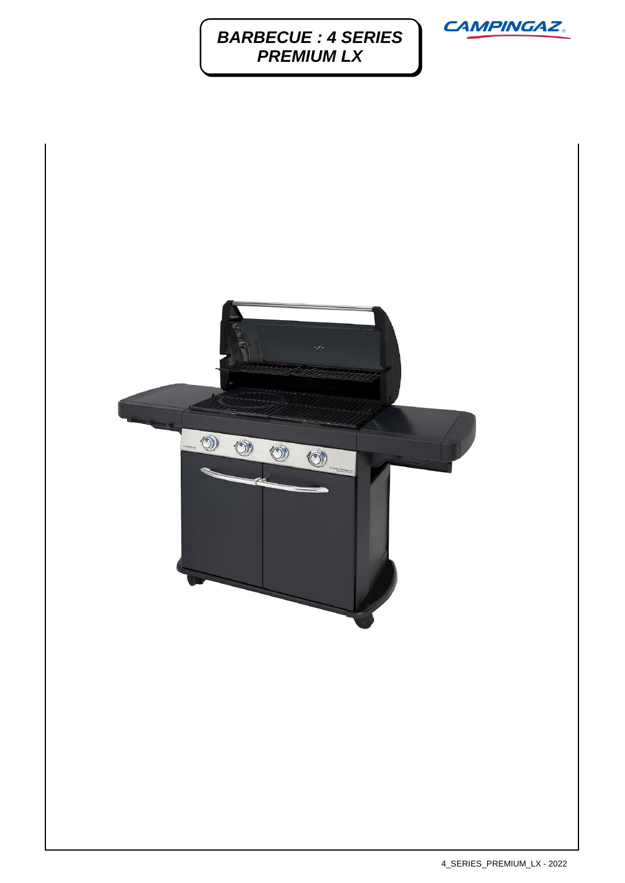# BARBECUE : 4 SERIES PREMIUM LX

CAMPINGAZ

4_SERIES_PREMIUM_LX - 2022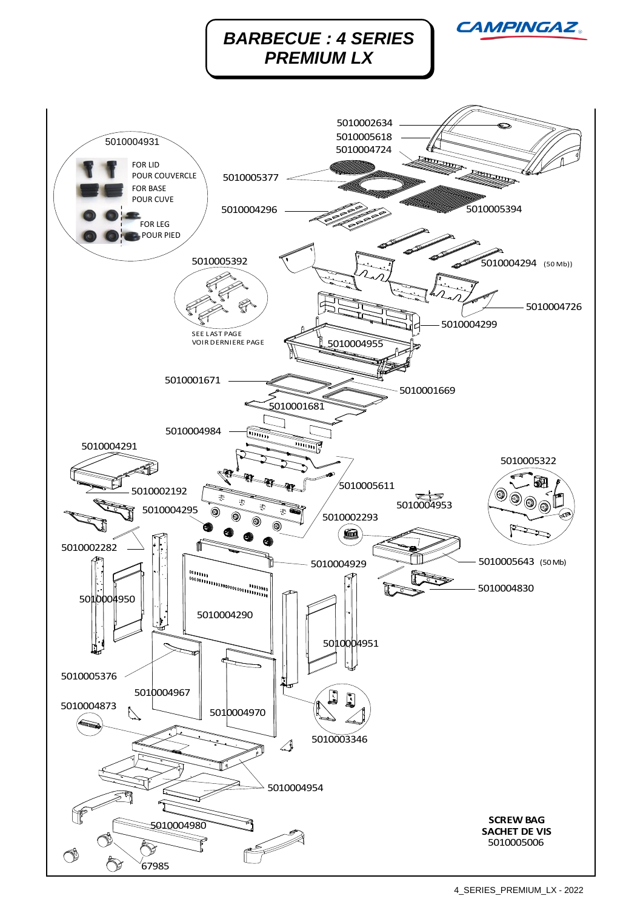# BARBECUE : 4 SERIES PREMIUM LX

CAMPINGAZ

5010002634
5010005618
5010004724

5010004931
FOR LID
POUR COUVERCLE
FOR BASE
POUR CUVE
FOR LEG
POUR PIED

5010005377
5010004296
5010005394
5010004294 (50 Mb))
5010005392
5010004726
5010004299

SEE LAST PAGE
VOIR DERNIERE PAGE

5010004955
5010001671
5010001669
5010001681
5010004984
5010004291
5010005322
5010002192
5010005611
5010004295
5010004953
5010002293
5010002282
5010004929
5010005643 (50 Mb)
5010004830
5010004950
5010004290
5010004951
5010005376
5010004967
5010004873
5010004970
5010003346
5010004954
5010004980
67985

**SCREW BAG**
**SACHET DE VIS**
5010005006

4_SERIES_PREMIUM_LX - 2022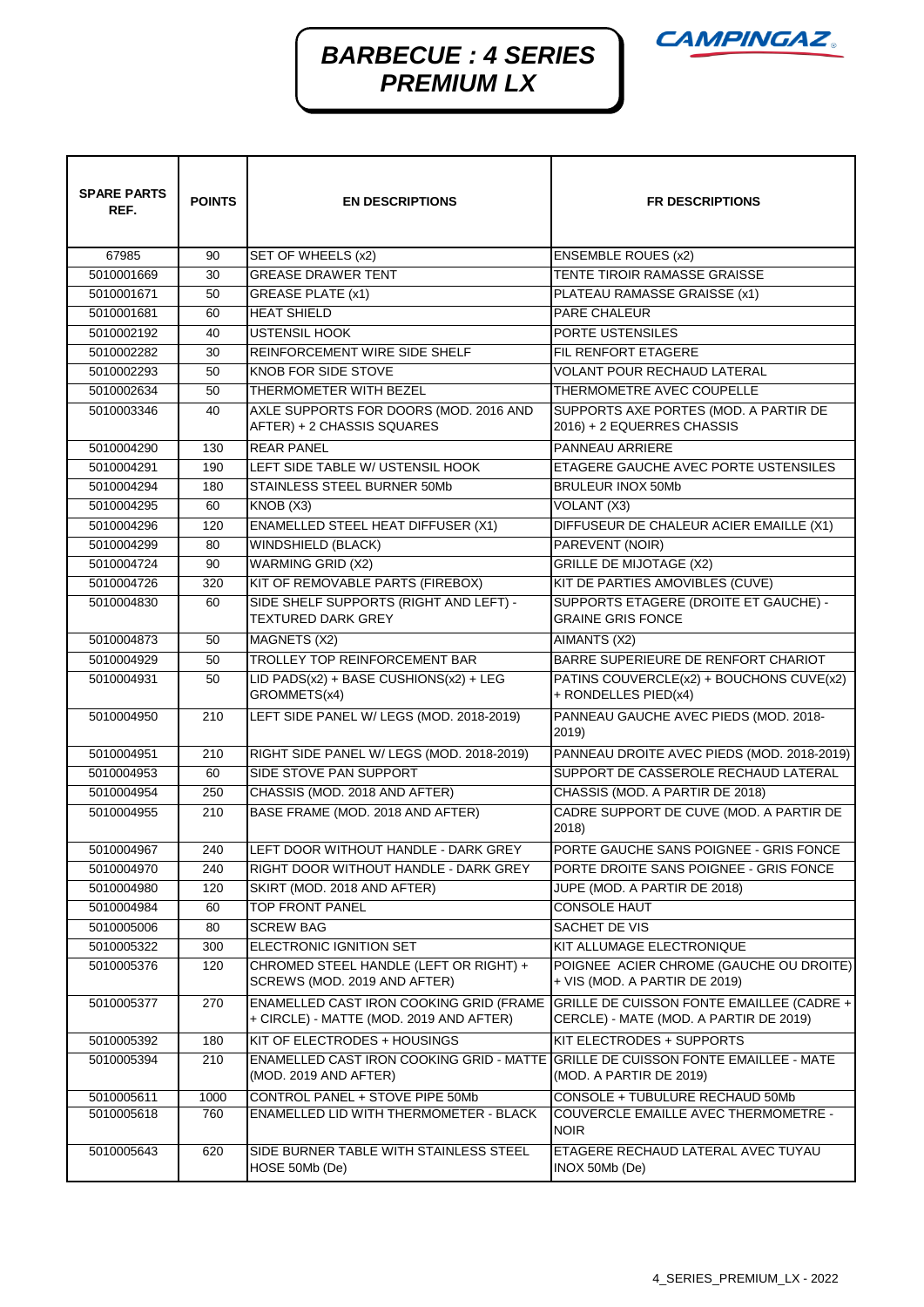# BARBECUE : 4 SERIES PREMIUM LX

CAMPINGAZ

| SPARE PARTS REF. | POINTS | EN DESCRIPTIONS | FR DESCRIPTIONS |
|---|---|---|---|
| 67985 | 90 | SET OF WHEELS (x2) | ENSEMBLE ROUES (x2) |
| 5010001669 | 30 | GREASE DRAWER TENT | TENTE TIROIR RAMASSE GRAISSE |
| 5010001671 | 50 | GREASE PLATE (x1) | PLATEAU RAMASSE GRAISSE (x1) |
| 5010001681 | 60 | HEAT SHIELD | PARE CHALEUR |
| 5010002192 | 40 | USTENSIL HOOK | PORTE USTENSILES |
| 5010002282 | 30 | REINFORCEMENT WIRE SIDE SHELF | FIL RENFORT ETAGERE |
| 5010002293 | 50 | KNOB FOR SIDE STOVE | VOLANT POUR RECHAUD LATERAL |
| 5010002634 | 50 | THERMOMETER WITH BEZEL | THERMOMETRE AVEC COUPELLE |
| 5010003346 | 40 | AXLE SUPPORTS FOR DOORS (MOD. 2016 AND AFTER) + 2 CHASSIS SQUARES | SUPPORTS AXE PORTES (MOD. A PARTIR DE 2016) + 2 EQUERRES CHASSIS |
| 5010004290 | 130 | REAR PANEL | PANNEAU ARRIERE |
| 5010004291 | 190 | LEFT SIDE TABLE W/ USTENSIL HOOK | ETAGERE GAUCHE AVEC PORTE USTENSILES |
| 5010004294 | 180 | STAINLESS STEEL BURNER 50Mb | BRULEUR INOX 50Mb |
| 5010004295 | 60 | KNOB (X3) | VOLANT (X3) |
| 5010004296 | 120 | ENAMELLED STEEL HEAT DIFFUSER (X1) | DIFFUSEUR DE CHALEUR ACIER EMAILLE (X1) |
| 5010004299 | 80 | WINDSHIELD (BLACK) | PAREVENT (NOIR) |
| 5010004724 | 90 | WARMING GRID (X2) | GRILLE DE MIJOTAGE (X2) |
| 5010004726 | 320 | KIT OF REMOVABLE PARTS (FIREBOX) | KIT DE PARTIES AMOVIBLES (CUVE) |
| 5010004830 | 60 | SIDE SHELF SUPPORTS (RIGHT AND LEFT) - TEXTURED DARK GREY | SUPPORTS ETAGERE (DROITE ET GAUCHE) - GRAINE GRIS FONCE |
| 5010004873 | 50 | MAGNETS (X2) | AIMANTS (X2) |
| 5010004929 | 50 | TROLLEY TOP REINFORCEMENT BAR | BARRE SUPERIEURE DE RENFORT CHARIOT |
| 5010004931 | 50 | LID PADS(x2) + BASE CUSHIONS(x2) + LEG GROMMETS(x4) | PATINS COUVERCLE(x2) + BOUCHONS CUVE(x2) + RONDELLES PIED(x4) |
| 5010004950 | 210 | LEFT SIDE PANEL W/ LEGS (MOD. 2018-2019) | PANNEAU GAUCHE AVEC PIEDS (MOD. 2018-2019) |
| 5010004951 | 210 | RIGHT SIDE PANEL W/ LEGS (MOD. 2018-2019) | PANNEAU DROITE AVEC PIEDS (MOD. 2018-2019) |
| 5010004953 | 60 | SIDE STOVE PAN SUPPORT | SUPPORT DE CASSEROLE RECHAUD LATERAL |
| 5010004954 | 250 | CHASSIS (MOD. 2018 AND AFTER) | CHASSIS (MOD. A PARTIR DE 2018) |
| 5010004955 | 210 | BASE FRAME (MOD. 2018 AND AFTER) | CADRE SUPPORT DE CUVE (MOD. A PARTIR DE 2018) |
| 5010004967 | 240 | LEFT DOOR WITHOUT HANDLE - DARK GREY | PORTE GAUCHE SANS POIGNEE - GRIS FONCE |
| 5010004970 | 240 | RIGHT DOOR WITHOUT HANDLE - DARK GREY | PORTE DROITE SANS POIGNEE - GRIS FONCE |
| 5010004980 | 120 | SKIRT (MOD. 2018 AND AFTER) | JUPE (MOD. A PARTIR DE 2018) |
| 5010004984 | 60 | TOP FRONT PANEL | CONSOLE HAUT |
| 5010005006 | 80 | SCREW BAG | SACHET DE VIS |
| 5010005322 | 300 | ELECTRONIC IGNITION SET | KIT ALLUMAGE ELECTRONIQUE |
| 5010005376 | 120 | CHROMED STEEL HANDLE (LEFT OR RIGHT) + SCREWS (MOD. 2019 AND AFTER) | POIGNEE ACIER CHROME (GAUCHE OU DROITE) + VIS (MOD. A PARTIR DE 2019) |
| 5010005377 | 270 | ENAMELLED CAST IRON COOKING GRID (FRAME + CIRCLE) - MATTE (MOD. 2019 AND AFTER) | GRILLE DE CUISSON FONTE EMAILLEE (CADRE + CERCLE) - MATE (MOD. A PARTIR DE 2019) |
| 5010005392 | 180 | KIT OF ELECTRODES + HOUSINGS | KIT ELECTRODES + SUPPORTS |
| 5010005394 | 210 | ENAMELLED CAST IRON COOKING GRID - MATTE (MOD. 2019 AND AFTER) | GRILLE DE CUISSON FONTE EMAILLEE - MATE (MOD. A PARTIR DE 2019) |
| 5010005611 | 1000 | CONTROL PANEL + STOVE PIPE 50Mb | CONSOLE + TUBULURE RECHAUD 50Mb |
| 5010005618 | 760 | ENAMELLED LID WITH THERMOMETER - BLACK | COUVERCLE EMAILLE AVEC THERMOMETRE - NOIR |
| 5010005643 | 620 | SIDE BURNER TABLE WITH STAINLESS STEEL HOSE 50Mb (De) | ETAGERE RECHAUD LATERAL AVEC TUYAU INOX 50Mb (De) |

4_SERIES_PREMIUM_LX - 2022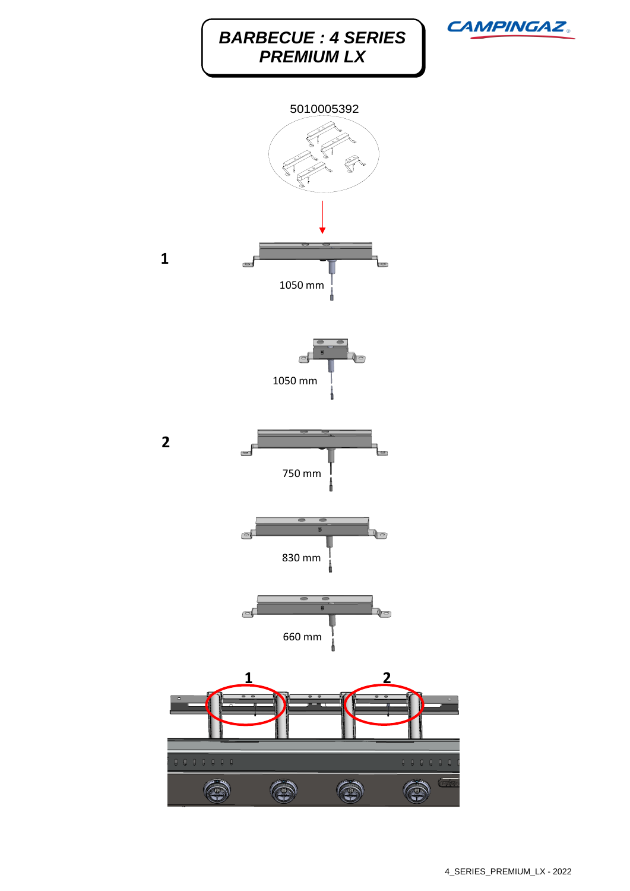# BARBECUE : 4 SERIES PREMIUM LX

CAMPINGAZ

5010005392

1

1050 mm

1050 mm

2

750 mm

830 mm

660 mm

1

2